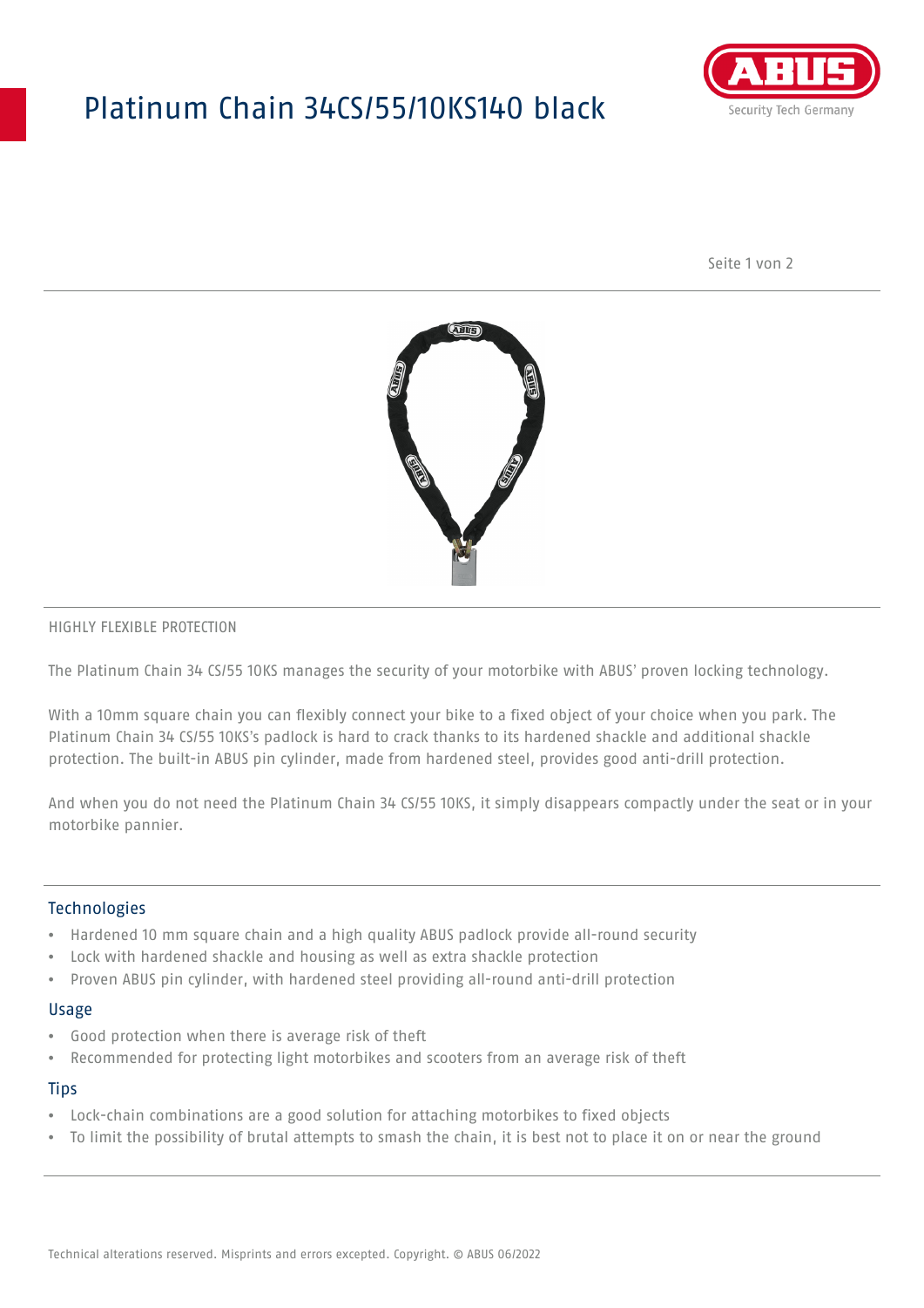# Platinum Chain 34CS/55/10KS140 black

HIGHLY FLEXIBLE PROTECTION

The Platinum Chain 34 CS/55 10KS manages the security of your motorbike with ABUS' proven locking technology.

With a 10mm square chain you can flexibly connect your bike to a fixed object of your choice when you park. The Platinum Chain 34 CS/55 10KS's padlock is hard to crack thanks to its hardened shackle and additional shackle protection. The built-in ABUS pin cylinder, made from hardened steel, provides good anti-drill protection.

And when you do not need the Platinum Chain 34 CS/55 10KS, it simply disappears compactly under the seat or in your motorbike pannier.

## Technologies

- Hardened 10 mm square chain and a high quality ABUS padlock provide all-round security
- Lock with hardened shackle and housing as well as extra shackle protection
- Proven ABUS pin cylinder, with hardened steel providing all-round anti-drill protection

## Usage

- Good protection when there is average risk of theft
- Recommended for protecting light motorbikes and scooters from an average risk of theft

## Tips

- Lock-chain combinations are a good solution for attaching motorbikes to fixed objects
- To limit the possibility of brutal attempts to smash the chain, it is best not to place it on or near the ground

Technical alterations reserved. Misprints and errors excepted. Copyright. © ABUS 06/2022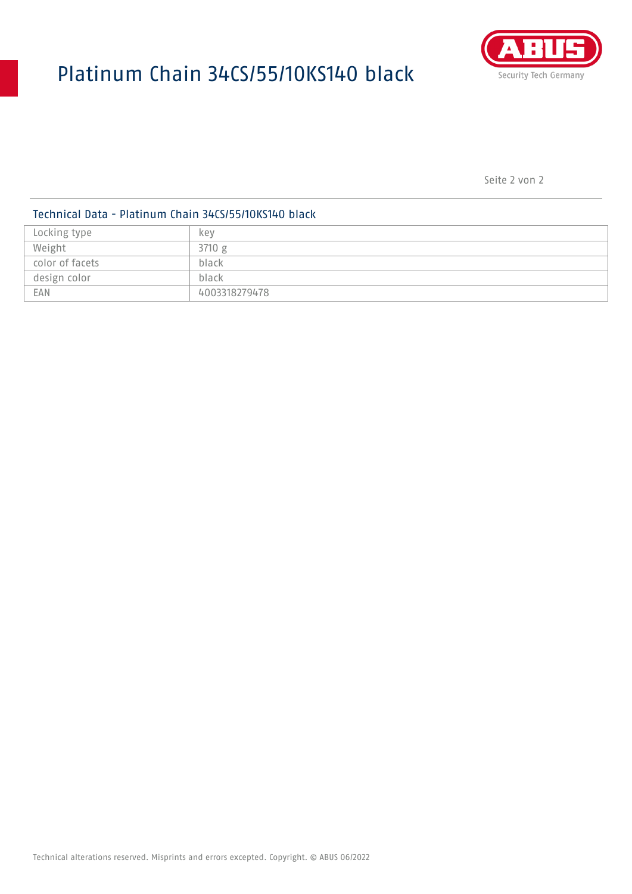# Platinum Chain 34CS/55/10KS140 black

## Technical Data - Platinum Chain 34CS/55/10KS140 black

| | |
|---|---|
| Locking type | key |
| Weight | 3710 g |
| color of facets | black |
| design color | black |
| EAN | 4003318279478 |

Technical alterations reserved. Misprints and errors excepted. Copyright. © ABUS 06/2022